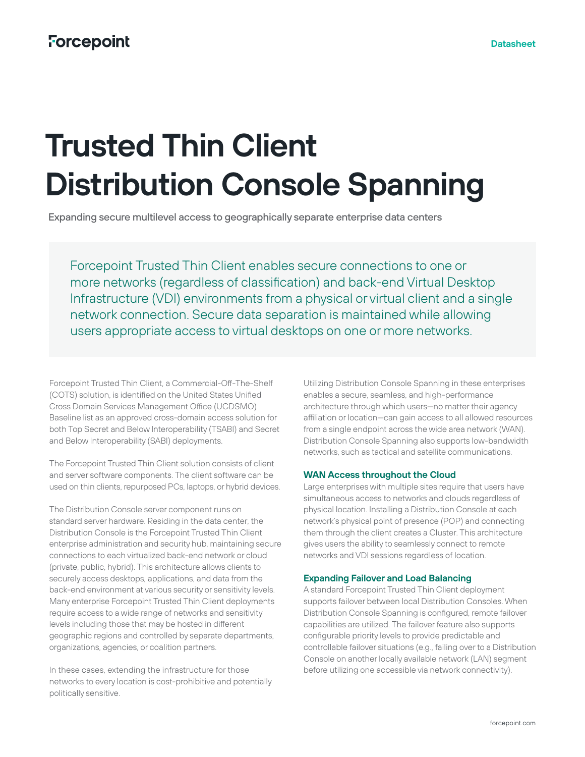# Trusted Thin Client Distribution Console Spanning

Expanding secure multilevel access to geographically separate enterprise data centers

Forcepoint Trusted Thin Client enables secure connections to one or more networks (regardless of classification) and back-end Virtual Desktop Infrastructure (VDI) environments from a physical or virtual client and a single network connection. Secure data separation is maintained while allowing users appropriate access to virtual desktops on one or more networks.

Forcepoint Trusted Thin Client, a Commercial-Off-The-Shelf (COTS) solution, is identified on the United States Unified Cross Domain Services Management Office (UCDSMO) Baseline list as an approved cross-domain access solution for both Top Secret and Below Interoperability (TSABI) and Secret and Below Interoperability (SABI) deployments.

The Forcepoint Trusted Thin Client solution consists of client and server software components. The client software can be used on thin clients, repurposed PCs, laptops, or hybrid devices.

The Distribution Console server component runs on standard server hardware. Residing in the data center, the Distribution Console is the Forcepoint Trusted Thin Client enterprise administration and security hub, maintaining secure connections to each virtualized back-end network or cloud (private, public, hybrid). This architecture allows clients to securely access desktops, applications, and data from the back-end environment at various security or sensitivity levels. Many enterprise Forcepoint Trusted Thin Client deployments require access to a wide range of networks and sensitivity levels including those that may be hosted in different geographic regions and controlled by separate departments, organizations, agencies, or coalition partners.

In these cases, extending the infrastructure for those networks to every location is cost-prohibitive and potentially politically sensitive.

Utilizing Distribution Console Spanning in these enterprises enables a secure, seamless, and high-performance architecture through which users—no matter their agency affiliation or location—can gain access to all allowed resources from a single endpoint across the wide area network (WAN). Distribution Console Spanning also supports low-bandwidth networks, such as tactical and satellite communications.

### WAN Access throughout the Cloud

Large enterprises with multiple sites require that users have simultaneous access to networks and clouds regardless of physical location. Installing a Distribution Console at each network's physical point of presence (POP) and connecting them through the client creates a Cluster. This architecture gives users the ability to seamlessly connect to remote networks and VDI sessions regardless of location.

### Expanding Failover and Load Balancing

A standard Forcepoint Trusted Thin Client deployment supports failover between local Distribution Consoles. When Distribution Console Spanning is configured, remote failover capabilities are utilized. The failover feature also supports configurable priority levels to provide predictable and controllable failover situations (e.g., failing over to a Distribution Console on another locally available network (LAN) segment before utilizing one accessible via network connectivity).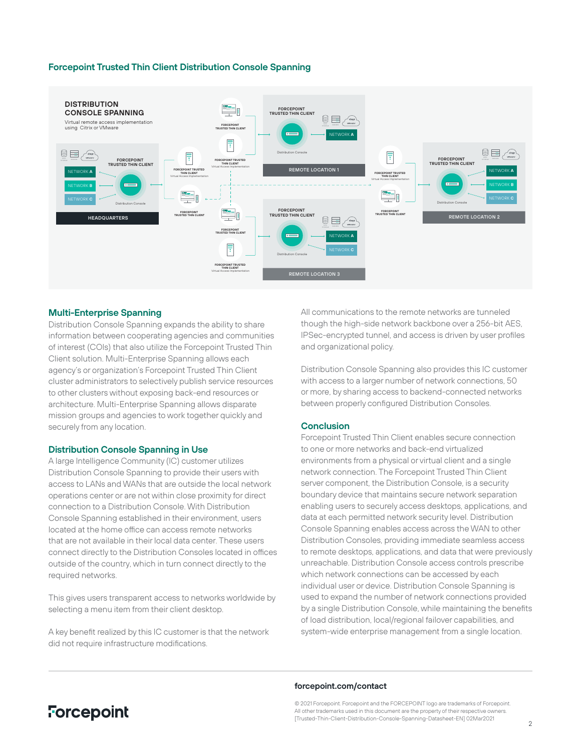## Forcepoint Trusted Thin Client Distribution Console Spanning

DISTRIBUTION CONSOLE SPANNING

Virtual remote access implementation using Citrix or VMware

FORCEPOINT TRUSTED THIN CLIENT

NETWORK A

NETWORK B

NETWORK C

Distribution Console

HEADQUARTERS

FORCEPOINT TRUSTED THIN CLIENT

Virtual Access Implementation

REMOTE LOCATION 1

REMOTE LOCATION 2

REMOTE LOCATION 3

## Multi-Enterprise Spanning

Distribution Console Spanning expands the ability to share information between cooperating agencies and communities of interest (COIs) that also utilize the Forcepoint Trusted Thin Client solution. Multi-Enterprise Spanning allows each agency's or organization's Forcepoint Trusted Thin Client cluster administrators to selectively publish service resources to other clusters without exposing back-end resources or architecture. Multi-Enterprise Spanning allows disparate mission groups and agencies to work together quickly and securely from any location.

## Distribution Console Spanning in Use

A large Intelligence Community (IC) customer utilizes Distribution Console Spanning to provide their users with access to LANs and WANs that are outside the local network operations center or are not within close proximity for direct connection to a Distribution Console. With Distribution Console Spanning established in their environment, users located at the home office can access remote networks that are not available in their local data center. These users connect directly to the Distribution Consoles located in offices outside of the country, which in turn connect directly to the required networks.

This gives users transparent access to networks worldwide by selecting a menu item from their client desktop.

A key benefit realized by this IC customer is that the network did not require infrastructure modifications.

All communications to the remote networks are tunneled though the high-side network backbone over a 256-bit AES, IPSec-encrypted tunnel, and access is driven by user profiles and organizational policy.

Distribution Console Spanning also provides this IC customer with access to a larger number of network connections, 50 or more, by sharing access to backend-connected networks between properly configured Distribution Consoles.

## Conclusion

Forcepoint Trusted Thin Client enables secure connection to one or more networks and back-end virtualized environments from a physical or virtual client and a single network connection. The Forcepoint Trusted Thin Client server component, the Distribution Console, is a security boundary device that maintains secure network separation enabling users to securely access desktops, applications, and data at each permitted network security level. Distribution Console Spanning enables access across the WAN to other Distribution Consoles, providing immediate seamless access to remote desktops, applications, and data that were previously unreachable. Distribution Console access controls prescribe which network connections can be accessed by each individual user or device. Distribution Console Spanning is used to expand the number of network connections provided by a single Distribution Console, while maintaining the benefits of load distribution, local/regional failover capabilities, and system-wide enterprise management from a single location.

Forcepoint

**forcepoint.com/contact**

© 2021 Forcepoint. Forcepoint and the FORCEPOINT logo are trademarks of Forcepoint. All other trademarks used in this document are the property of their respective owners. [Trusted-Thin-Client-Distribution-Console-Spanning-Datasheet-EN] 02Mar2021